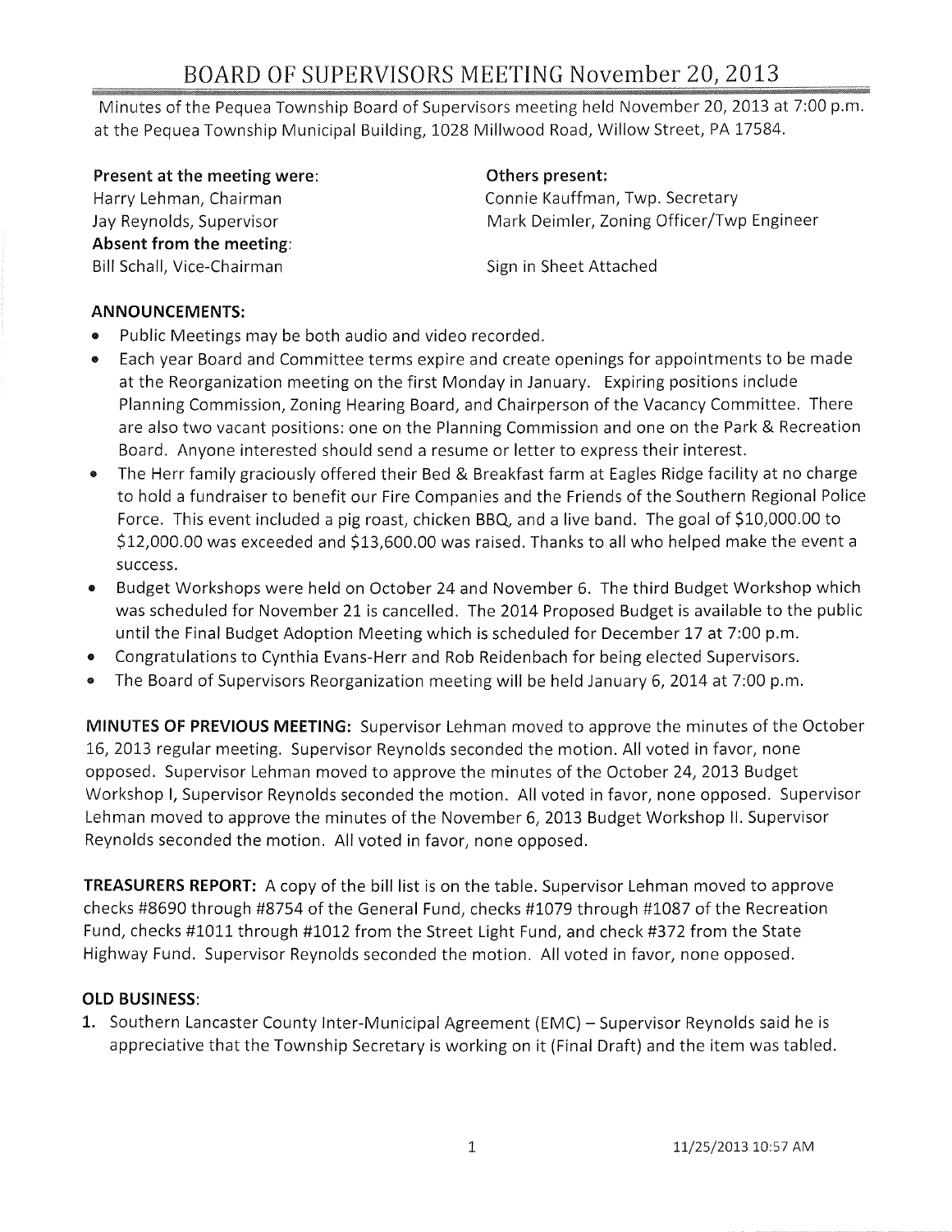# BOARD OF SUPERVISORS MEETING November 20, 2013

Minutes of the Pequea Township Board of Supervisors meeting held November 20, 2013 at 7:00 p.m. at the Pequea Township Municipal Building, 1028 Millwood Road, Willow Street, PA 17584.

**Present at the meeting were**:
Harry Lehman, Chairman
Jay Reynolds, Supervisor

**Absent from the meeting**:
Bill Schall, Vice-Chairman

**Others present:**
Connie Kauffman, Twp. Secretary
Mark Deimler, Zoning Officer/Twp Engineer

Sign in Sheet Attached

**ANNOUNCEMENTS:**

- Public Meetings may be both audio and video recorded.
- Each year Board and Committee terms expire and create openings for appointments to be made at the Reorganization meeting on the first Monday in January. Expiring positions include Planning Commission, Zoning Hearing Board, and Chairperson of the Vacancy Committee. There are also two vacant positions: one on the Planning Commission and one on the Park & Recreation Board. Anyone interested should send a resume or letter to express their interest.
- The Herr family graciously offered their Bed & Breakfast farm at Eagles Ridge facility at no charge to hold a fundraiser to benefit our Fire Companies and the Friends of the Southern Regional Police Force. This event included a pig roast, chicken BBQ, and a live band. The goal of $10,000.00 to $12,000.00 was exceeded and $13,600.00 was raised. Thanks to all who helped make the event a success.
- Budget Workshops were held on October 24 and November 6. The third Budget Workshop which was scheduled for November 21 is cancelled. The 2014 Proposed Budget is available to the public until the Final Budget Adoption Meeting which is scheduled for December 17 at 7:00 p.m.
- Congratulations to Cynthia Evans-Herr and Rob Reidenbach for being elected Supervisors.
- The Board of Supervisors Reorganization meeting will be held January 6, 2014 at 7:00 p.m.

**MINUTES OF PREVIOUS MEETING:** Supervisor Lehman moved to approve the minutes of the October 16, 2013 regular meeting. Supervisor Reynolds seconded the motion. All voted in favor, none opposed. Supervisor Lehman moved to approve the minutes of the October 24, 2013 Budget Workshop I, Supervisor Reynolds seconded the motion. All voted in favor, none opposed. Supervisor Lehman moved to approve the minutes of the November 6, 2013 Budget Workshop II. Supervisor Reynolds seconded the motion. All voted in favor, none opposed.

**TREASURERS REPORT:** A copy of the bill list is on the table. Supervisor Lehman moved to approve checks #8690 through #8754 of the General Fund, checks #1079 through #1087 of the Recreation Fund, checks #1011 through #1012 from the Street Light Fund, and check #372 from the State Highway Fund. Supervisor Reynolds seconded the motion. All voted in favor, none opposed.

**OLD BUSINESS**:

1. Southern Lancaster County Inter-Municipal Agreement (EMC) – Supervisor Reynolds said he is appreciative that the Township Secretary is working on it (Final Draft) and the item was tabled.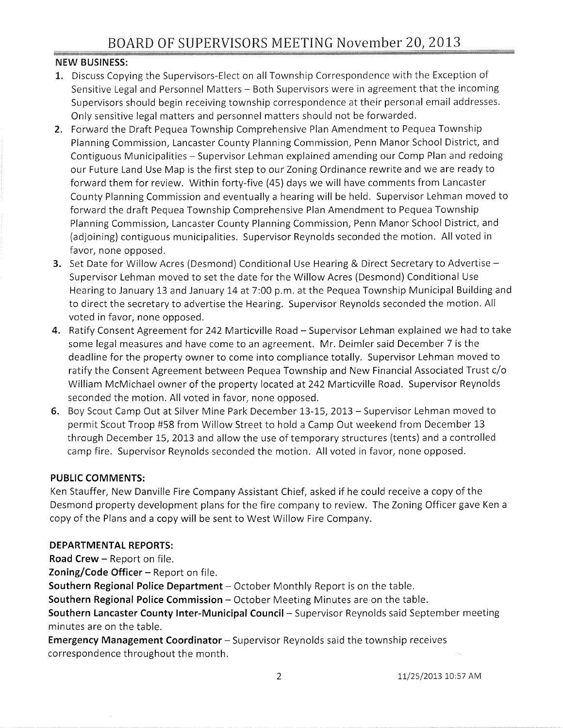**NEW BUSINESS:**

1. Discuss Copying the Supervisors-Elect on all Township Correspondence with the Exception of Sensitive Legal and Personnel Matters – Both Supervisors were in agreement that the incoming Supervisors should begin receiving township correspondence at their personal email addresses. Only sensitive legal matters and personnel matters should not be forwarded.
2. Forward the Draft Pequea Township Comprehensive Plan Amendment to Pequea Township Planning Commission, Lancaster County Planning Commission, Penn Manor School District, and Contiguous Municipalities – Supervisor Lehman explained amending our Comp Plan and redoing our Future Land Use Map is the first step to our Zoning Ordinance rewrite and we are ready to forward them for review. Within forty-five (45) days we will have comments from Lancaster County Planning Commission and eventually a hearing will be held. Supervisor Lehman moved to forward the draft Pequea Township Comprehensive Plan Amendment to Pequea Township Planning Commission, Lancaster County Planning Commission, Penn Manor School District, and (adjoining) contiguous municipalities. Supervisor Reynolds seconded the motion. All voted in favor, none opposed.
3. Set Date for Willow Acres (Desmond) Conditional Use Hearing & Direct Secretary to Advertise – Supervisor Lehman moved to set the date for the Willow Acres (Desmond) Conditional Use Hearing to January 13 and January 14 at 7:00 p.m. at the Pequea Township Municipal Building and to direct the secretary to advertise the Hearing. Supervisor Reynolds seconded the motion. All voted in favor, none opposed.
4. Ratify Consent Agreement for 242 Marticville Road – Supervisor Lehman explained we had to take some legal measures and have come to an agreement. Mr. Deimler said December 7 is the deadline for the property owner to come into compliance totally. Supervisor Lehman moved to ratify the Consent Agreement between Pequea Township and New Financial Associated Trust c/o William McMichael owner of the property located at 242 Marticville Road. Supervisor Reynolds seconded the motion. All voted in favor, none opposed.
6. Boy Scout Camp Out at Silver Mine Park December 13-15, 2013 – Supervisor Lehman moved to permit Scout Troop #58 from Willow Street to hold a Camp Out weekend from December 13 through December 15, 2013 and allow the use of temporary structures (tents) and a controlled camp fire. Supervisor Reynolds seconded the motion. All voted in favor, none opposed.

**PUBLIC COMMENTS:**

Ken Stauffer, New Danville Fire Company Assistant Chief, asked if he could receive a copy of the Desmond property development plans for the fire company to review. The Zoning Officer gave Ken a copy of the Plans and a copy will be sent to West Willow Fire Company.

**DEPARTMENTAL REPORTS:**

**Road Crew** – Report on file.

**Zoning/Code Officer** – Report on file.

**Southern Regional Police Department** – October Monthly Report is on the table.

**Southern Regional Police Commission** – October Meeting Minutes are on the table.

**Southern Lancaster County Inter-Municipal Council** – Supervisor Reynolds said September meeting minutes are on the table.

**Emergency Management Coordinator** – Supervisor Reynolds said the township receives correspondence throughout the month.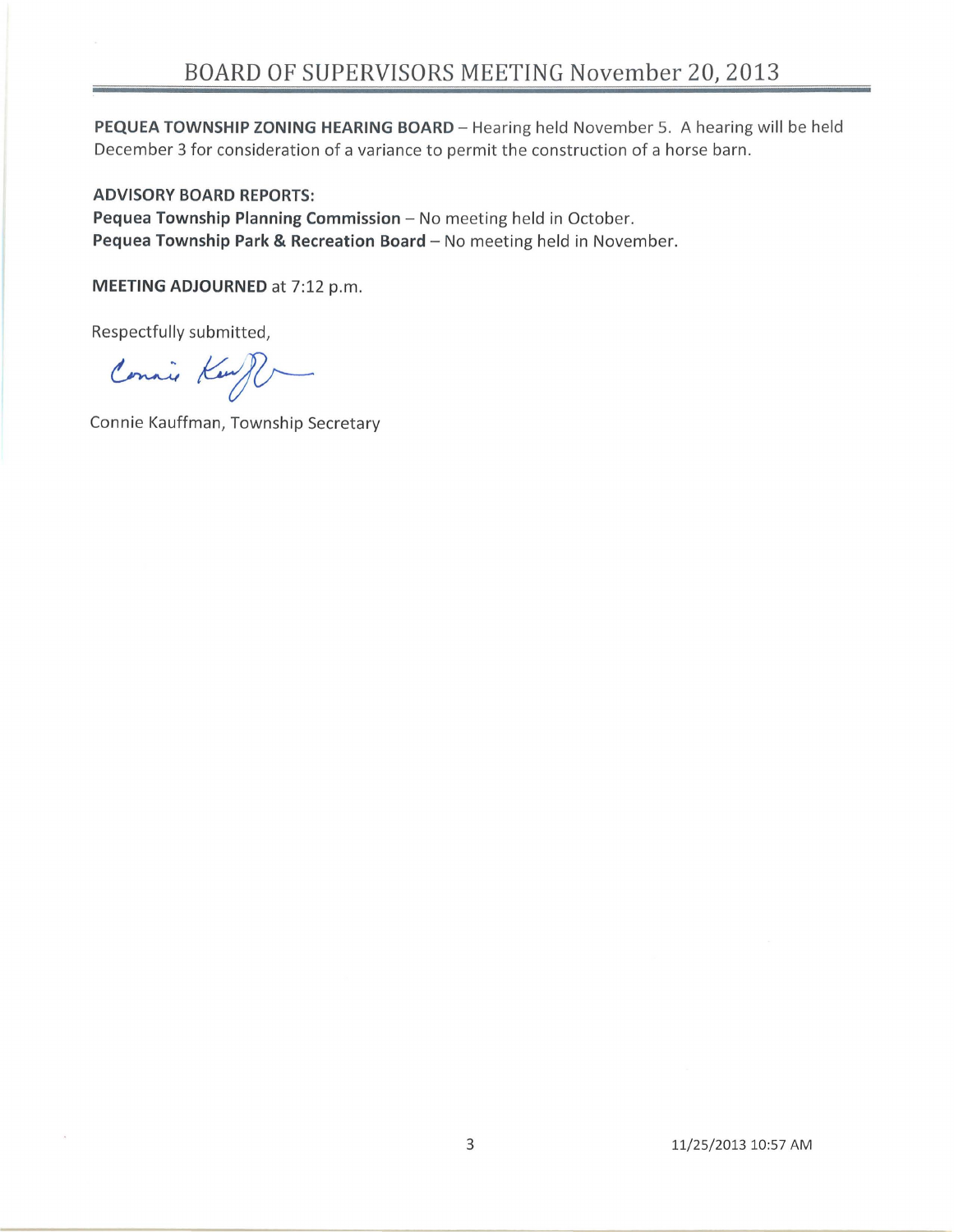**PEQUEA TOWNSHIP ZONING HEARING BOARD** – Hearing held November 5. A hearing will be held December 3 for consideration of a variance to permit the construction of a horse barn.

**ADVISORY BOARD REPORTS:**
**Pequea Township Planning Commission** – No meeting held in October.
**Pequea Township Park & Recreation Board** – No meeting held in November.

**MEETING ADJOURNED** at 7:12 p.m.

Respectfully submitted,

Connie Kauffman, Township Secretary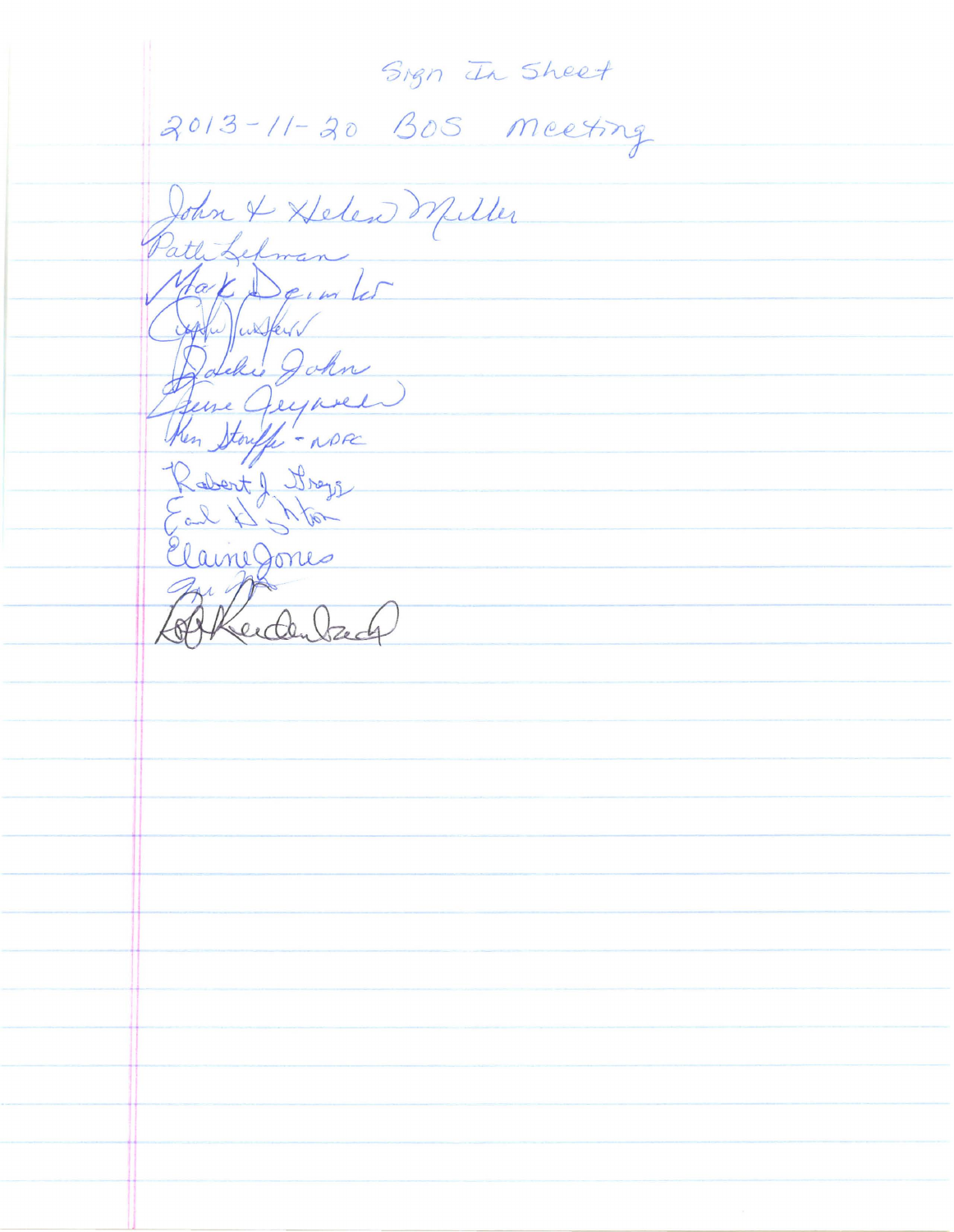Sign In Sheet

2013-11-20 BOS meeting

John & Helen Miller

Patti Lehman

Mark Deimler

Cynthia Vanfleet

Jackie John

Gene Geyman

Ken Stouffer - NDRC

Robert J. Grayss

Earl Highton

Elaine Jones

Jim M

Rob Reichenbach